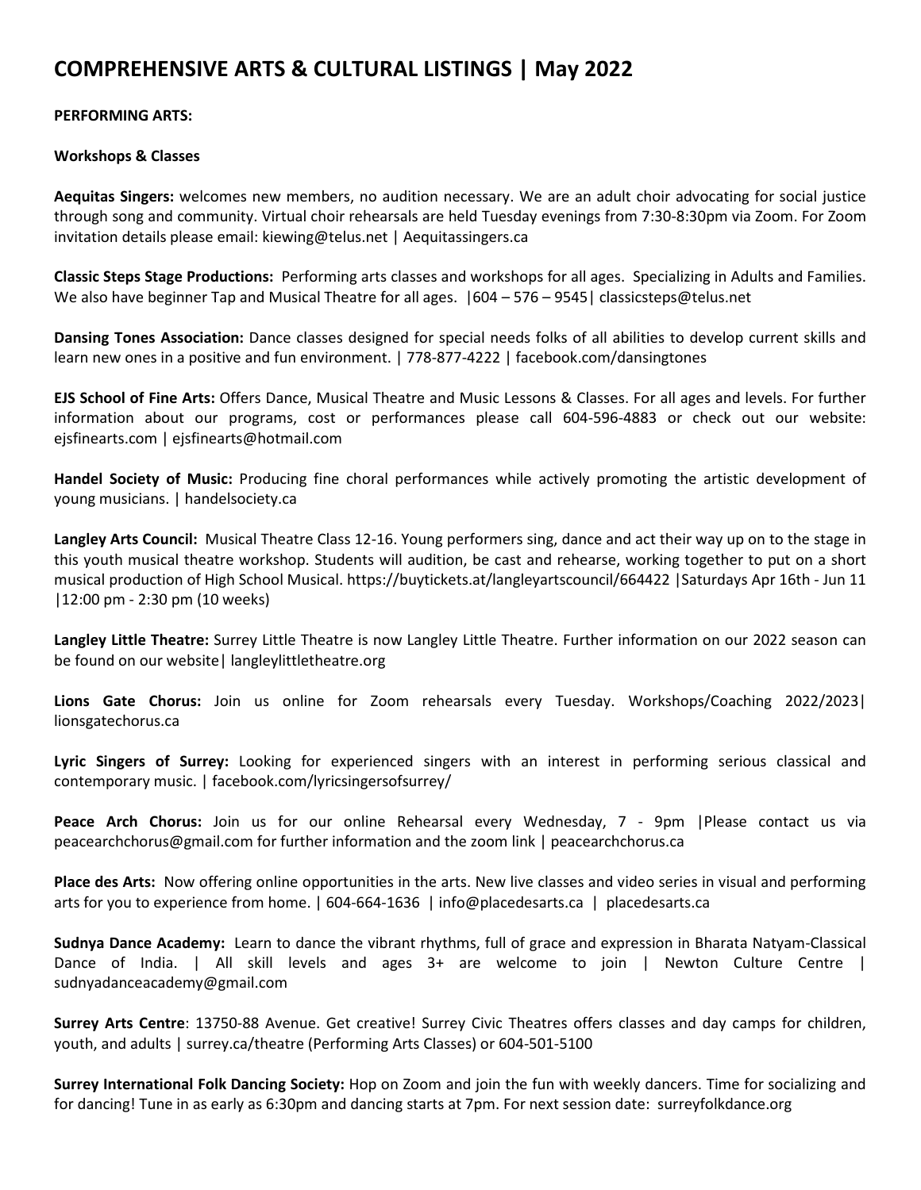# COMPREHENSIVE ARTS & CULTURAL LISTINGS | May 2022

**PERFORMING ARTS:**

**Workshops & Classes**

**Aequitas Singers:** welcomes new members, no audition necessary. We are an adult choir advocating for social justice through song and community. Virtual choir rehearsals are held Tuesday evenings from 7:30-8:30pm via Zoom. For Zoom invitation details please email: kiewing@telus.net | Aequitassingers.ca

**Classic Steps Stage Productions:** Performing arts classes and workshops for all ages. Specializing in Adults and Families. We also have beginner Tap and Musical Theatre for all ages. |604 – 576 – 9545| classicsteps@telus.net

**Dansing Tones Association:** Dance classes designed for special needs folks of all abilities to develop current skills and learn new ones in a positive and fun environment. | 778-877-4222 | facebook.com/dansingtones

**EJS School of Fine Arts:** Offers Dance, Musical Theatre and Music Lessons & Classes. For all ages and levels. For further information about our programs, cost or performances please call 604-596-4883 or check out our website: ejsfinearts.com | ejsfinearts@hotmail.com

**Handel Society of Music:** Producing fine choral performances while actively promoting the artistic development of young musicians. | handelsociety.ca

**Langley Arts Council:** Musical Theatre Class 12-16. Young performers sing, dance and act their way up on to the stage in this youth musical theatre workshop. Students will audition, be cast and rehearse, working together to put on a short musical production of High School Musical. https://buytickets.at/langleyartscouncil/664422 |Saturdays Apr 16th - Jun 11 |12:00 pm - 2:30 pm (10 weeks)

**Langley Little Theatre:** Surrey Little Theatre is now Langley Little Theatre. Further information on our 2022 season can be found on our website| langleylittletheatre.org

**Lions Gate Chorus:** Join us online for Zoom rehearsals every Tuesday. Workshops/Coaching 2022/2023| lionsgatechorus.ca

**Lyric Singers of Surrey:** Looking for experienced singers with an interest in performing serious classical and contemporary music. | facebook.com/lyricsingersofsurrey/

**Peace Arch Chorus:** Join us for our online Rehearsal every Wednesday, 7 - 9pm |Please contact us via peacearchchorus@gmail.com for further information and the zoom link | peacearchchorus.ca

**Place des Arts:** Now offering online opportunities in the arts. New live classes and video series in visual and performing arts for you to experience from home. | 604-664-1636 | info@placedesarts.ca | placedesarts.ca

**Sudnya Dance Academy:** Learn to dance the vibrant rhythms, full of grace and expression in Bharata Natyam-Classical Dance of India. | All skill levels and ages 3+ are welcome to join | Newton Culture Centre | sudnyadanceacademy@gmail.com

**Surrey Arts Centre**: 13750-88 Avenue. Get creative! Surrey Civic Theatres offers classes and day camps for children, youth, and adults | surrey.ca/theatre (Performing Arts Classes) or 604-501-5100

**Surrey International Folk Dancing Society:** Hop on Zoom and join the fun with weekly dancers. Time for socializing and for dancing! Tune in as early as 6:30pm and dancing starts at 7pm. For next session date: surreyfolkdance.org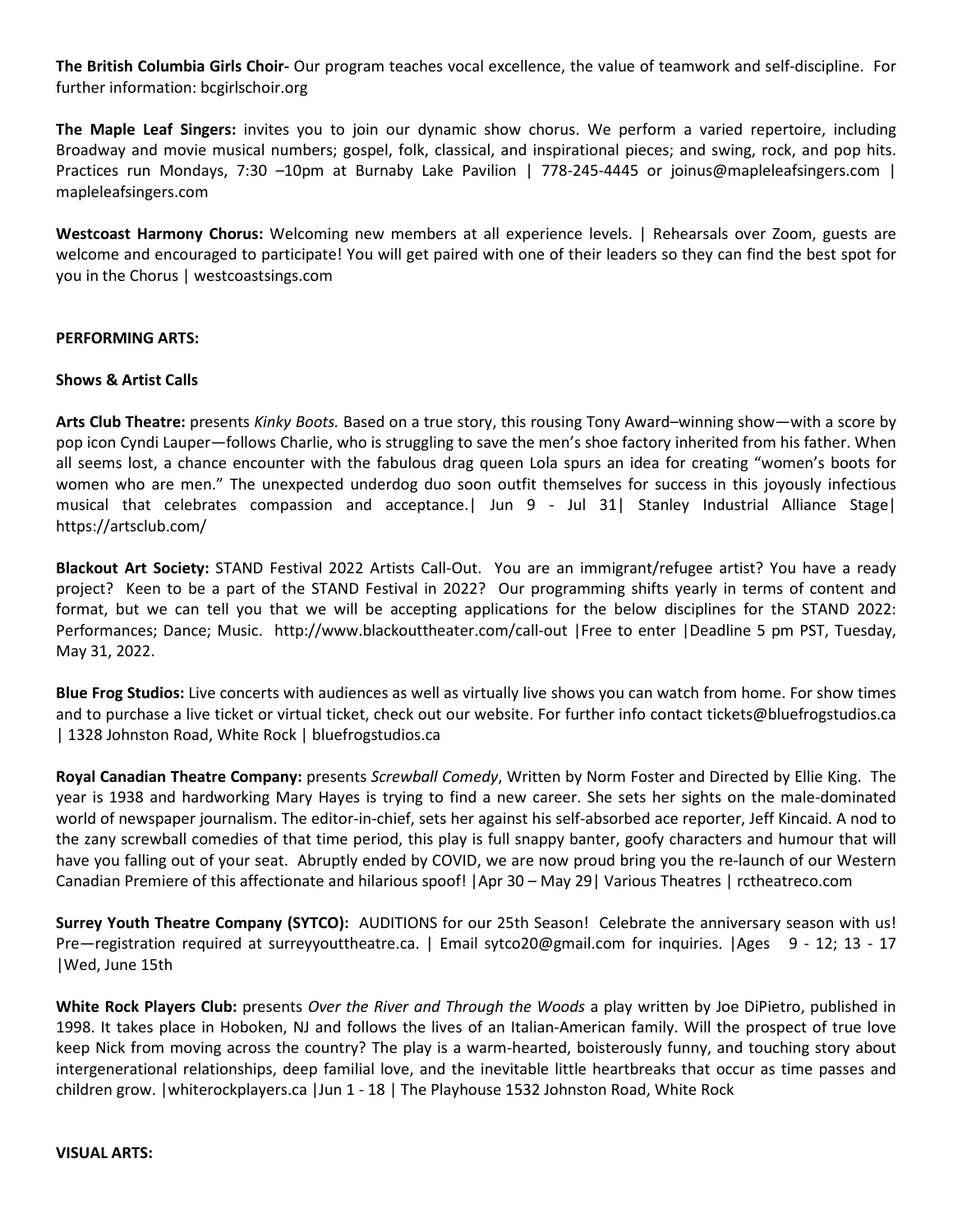**The British Columbia Girls Choir-** Our program teaches vocal excellence, the value of teamwork and self-discipline. For further information: bcgirlschoir.org

**The Maple Leaf Singers:** invites you to join our dynamic show chorus. We perform a varied repertoire, including Broadway and movie musical numbers; gospel, folk, classical, and inspirational pieces; and swing, rock, and pop hits. Practices run Mondays, 7:30 –10pm at Burnaby Lake Pavilion | 778-245-4445 or joinus@mapleleafsingers.com | mapleleafsingers.com

**Westcoast Harmony Chorus:** Welcoming new members at all experience levels. | Rehearsals over Zoom, guests are welcome and encouraged to participate! You will get paired with one of their leaders so they can find the best spot for you in the Chorus | westcoastsings.com

**PERFORMING ARTS:**

**Shows & Artist Calls**

**Arts Club Theatre:** presents *Kinky Boots.* Based on a true story, this rousing Tony Award–winning show—with a score by pop icon Cyndi Lauper—follows Charlie, who is struggling to save the men's shoe factory inherited from his father. When all seems lost, a chance encounter with the fabulous drag queen Lola spurs an idea for creating "women's boots for women who are men." The unexpected underdog duo soon outfit themselves for success in this joyously infectious musical that celebrates compassion and acceptance.| Jun 9 - Jul 31| Stanley Industrial Alliance Stage| https://artsclub.com/

**Blackout Art Society:** STAND Festival 2022 Artists Call-Out. You are an immigrant/refugee artist? You have a ready project? Keen to be a part of the STAND Festival in 2022? Our programming shifts yearly in terms of content and format, but we can tell you that we will be accepting applications for the below disciplines for the STAND 2022: Performances; Dance; Music. http://www.blackouttheater.com/call-out |Free to enter |Deadline 5 pm PST, Tuesday, May 31, 2022.

**Blue Frog Studios:** Live concerts with audiences as well as virtually live shows you can watch from home. For show times and to purchase a live ticket or virtual ticket, check out our website. For further info contact tickets@bluefrogstudios.ca | 1328 Johnston Road, White Rock | bluefrogstudios.ca

**Royal Canadian Theatre Company:** presents *Screwball Comedy*, Written by Norm Foster and Directed by Ellie King. The year is 1938 and hardworking Mary Hayes is trying to find a new career. She sets her sights on the male-dominated world of newspaper journalism. The editor-in-chief, sets her against his self-absorbed ace reporter, Jeff Kincaid. A nod to the zany screwball comedies of that time period, this play is full snappy banter, goofy characters and humour that will have you falling out of your seat. Abruptly ended by COVID, we are now proud bring you the re-launch of our Western Canadian Premiere of this affectionate and hilarious spoof! |Apr 30 – May 29| Various Theatres | rctheatreco.com

**Surrey Youth Theatre Company (SYTCO):** AUDITIONS for our 25th Season! Celebrate the anniversary season with us! Pre—registration required at surreyyouttheatre.ca. | Email sytco20@gmail.com for inquiries. |Ages 9 - 12; 13 - 17 |Wed, June 15th

**White Rock Players Club:** presents *Over the River and Through the Woods* a play written by Joe DiPietro, published in 1998. It takes place in Hoboken, NJ and follows the lives of an Italian-American family. Will the prospect of true love keep Nick from moving across the country? The play is a warm-hearted, boisterously funny, and touching story about intergenerational relationships, deep familial love, and the inevitable little heartbreaks that occur as time passes and children grow. |whiterockplayers.ca |Jun 1 - 18 | The Playhouse 1532 Johnston Road, White Rock

**VISUAL ARTS:**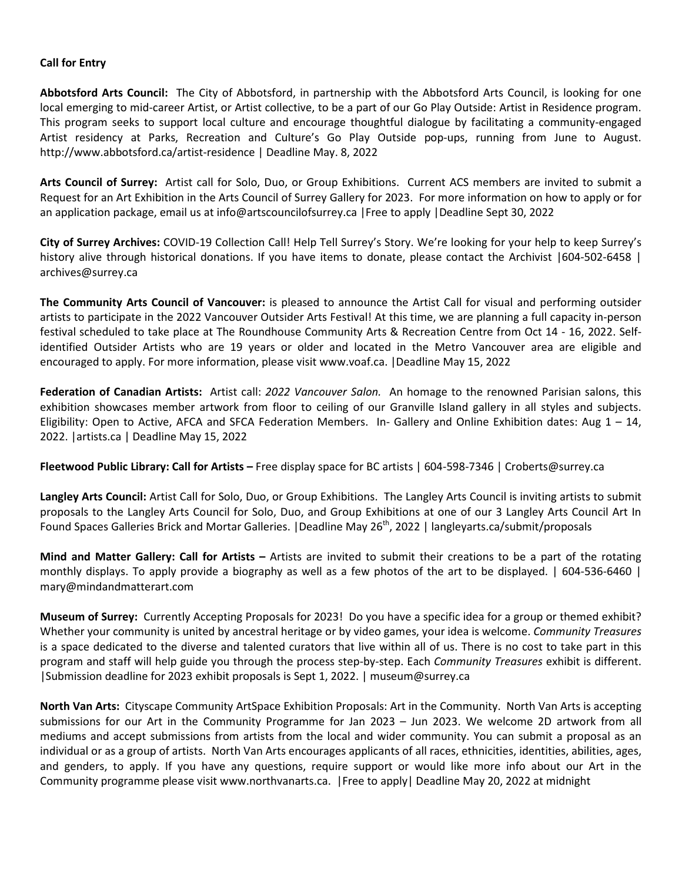**Call for Entry**

**Abbotsford Arts Council:** The City of Abbotsford, in partnership with the Abbotsford Arts Council, is looking for one local emerging to mid-career Artist, or Artist collective, to be a part of our Go Play Outside: Artist in Residence program. This program seeks to support local culture and encourage thoughtful dialogue by facilitating a community-engaged Artist residency at Parks, Recreation and Culture's Go Play Outside pop-ups, running from June to August. http://www.abbotsford.ca/artist-residence | Deadline May. 8, 2022

**Arts Council of Surrey:** Artist call for Solo, Duo, or Group Exhibitions. Current ACS members are invited to submit a Request for an Art Exhibition in the Arts Council of Surrey Gallery for 2023. For more information on how to apply or for an application package, email us at info@artscouncilofsurrey.ca |Free to apply |Deadline Sept 30, 2022

**City of Surrey Archives:** COVID-19 Collection Call! Help Tell Surrey's Story. We're looking for your help to keep Surrey's history alive through historical donations. If you have items to donate, please contact the Archivist |604-502-6458 | archives@surrey.ca

**The Community Arts Council of Vancouver:** is pleased to announce the Artist Call for visual and performing outsider artists to participate in the 2022 Vancouver Outsider Arts Festival! At this time, we are planning a full capacity in-person festival scheduled to take place at The Roundhouse Community Arts & Recreation Centre from Oct 14 - 16, 2022. Self-identified Outsider Artists who are 19 years or older and located in the Metro Vancouver area are eligible and encouraged to apply. For more information, please visit www.voaf.ca. |Deadline May 15, 2022

**Federation of Canadian Artists:** Artist call: *2022 Vancouver Salon.* An homage to the renowned Parisian salons, this exhibition showcases member artwork from floor to ceiling of our Granville Island gallery in all styles and subjects. Eligibility: Open to Active, AFCA and SFCA Federation Members. In- Gallery and Online Exhibition dates: Aug 1 – 14, 2022. |artists.ca | Deadline May 15, 2022

**Fleetwood Public Library: Call for Artists –** Free display space for BC artists | 604-598-7346 | Croberts@surrey.ca

**Langley Arts Council:** Artist Call for Solo, Duo, or Group Exhibitions. The Langley Arts Council is inviting artists to submit proposals to the Langley Arts Council for Solo, Duo, and Group Exhibitions at one of our 3 Langley Arts Council Art In Found Spaces Galleries Brick and Mortar Galleries. |Deadline May 26th, 2022 | langleyarts.ca/submit/proposals

**Mind and Matter Gallery: Call for Artists –** Artists are invited to submit their creations to be a part of the rotating monthly displays. To apply provide a biography as well as a few photos of the art to be displayed. | 604-536-6460 | mary@mindandmatterart.com

**Museum of Surrey:** Currently Accepting Proposals for 2023! Do you have a specific idea for a group or themed exhibit? Whether your community is united by ancestral heritage or by video games, your idea is welcome. *Community Treasures* is a space dedicated to the diverse and talented curators that live within all of us. There is no cost to take part in this program and staff will help guide you through the process step-by-step. Each *Community Treasures* exhibit is different. |Submission deadline for 2023 exhibit proposals is Sept 1, 2022. | museum@surrey.ca

**North Van Arts:** Cityscape Community ArtSpace Exhibition Proposals: Art in the Community. North Van Arts is accepting submissions for our Art in the Community Programme for Jan 2023 – Jun 2023. We welcome 2D artwork from all mediums and accept submissions from artists from the local and wider community. You can submit a proposal as an individual or as a group of artists. North Van Arts encourages applicants of all races, ethnicities, identities, abilities, ages, and genders, to apply. If you have any questions, require support or would like more info about our Art in the Community programme please visit www.northvanarts.ca. |Free to apply| Deadline May 20, 2022 at midnight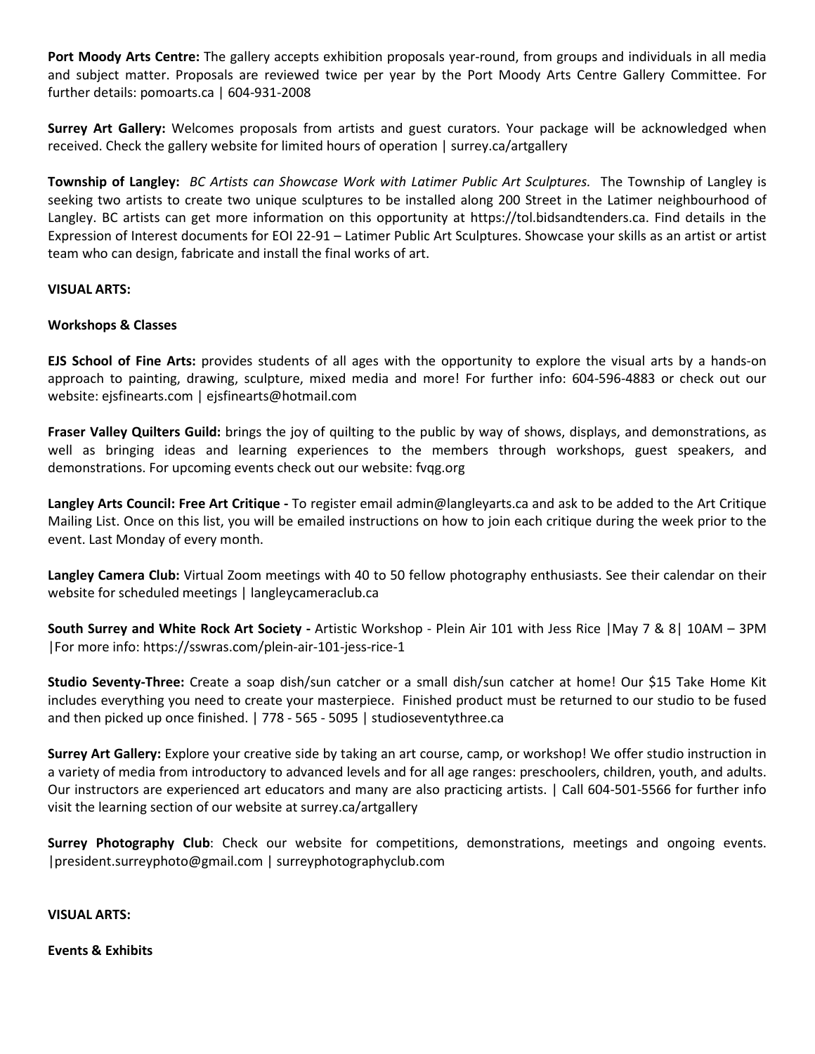**Port Moody Arts Centre:** The gallery accepts exhibition proposals year-round, from groups and individuals in all media and subject matter. Proposals are reviewed twice per year by the Port Moody Arts Centre Gallery Committee. For further details: pomoarts.ca | 604-931-2008

**Surrey Art Gallery:** Welcomes proposals from artists and guest curators. Your package will be acknowledged when received. Check the gallery website for limited hours of operation | surrey.ca/artgallery

**Township of Langley:** *BC Artists can Showcase Work with Latimer Public Art Sculptures.* The Township of Langley is seeking two artists to create two unique sculptures to be installed along 200 Street in the Latimer neighbourhood of Langley. BC artists can get more information on this opportunity at https://tol.bidsandtenders.ca. Find details in the Expression of Interest documents for EOI 22-91 – Latimer Public Art Sculptures. Showcase your skills as an artist or artist team who can design, fabricate and install the final works of art.

**VISUAL ARTS:**

**Workshops & Classes**

**EJS School of Fine Arts:** provides students of all ages with the opportunity to explore the visual arts by a hands-on approach to painting, drawing, sculpture, mixed media and more! For further info: 604-596-4883 or check out our website: ejsfinearts.com | ejsfinearts@hotmail.com

**Fraser Valley Quilters Guild:** brings the joy of quilting to the public by way of shows, displays, and demonstrations, as well as bringing ideas and learning experiences to the members through workshops, guest speakers, and demonstrations. For upcoming events check out our website: fvqg.org

**Langley Arts Council: Free Art Critique -** To register email admin@langleyarts.ca and ask to be added to the Art Critique Mailing List. Once on this list, you will be emailed instructions on how to join each critique during the week prior to the event. Last Monday of every month.

**Langley Camera Club:** Virtual Zoom meetings with 40 to 50 fellow photography enthusiasts. See their calendar on their website for scheduled meetings | langleycameraclub.ca

**South Surrey and White Rock Art Society -** Artistic Workshop - Plein Air 101 with Jess Rice |May 7 & 8| 10AM – 3PM |For more info: https://sswras.com/plein-air-101-jess-rice-1

**Studio Seventy-Three:** Create a soap dish/sun catcher or a small dish/sun catcher at home! Our $15 Take Home Kit includes everything you need to create your masterpiece. Finished product must be returned to our studio to be fused and then picked up once finished. | 778 - 565 - 5095 | studioseventythree.ca

**Surrey Art Gallery:** Explore your creative side by taking an art course, camp, or workshop! We offer studio instruction in a variety of media from introductory to advanced levels and for all age ranges: preschoolers, children, youth, and adults. Our instructors are experienced art educators and many are also practicing artists. | Call 604-501-5566 for further info visit the learning section of our website at surrey.ca/artgallery

**Surrey Photography Club**: Check our website for competitions, demonstrations, meetings and ongoing events. |president.surreyphoto@gmail.com | surreyphotographyclub.com

**VISUAL ARTS:**

**Events & Exhibits**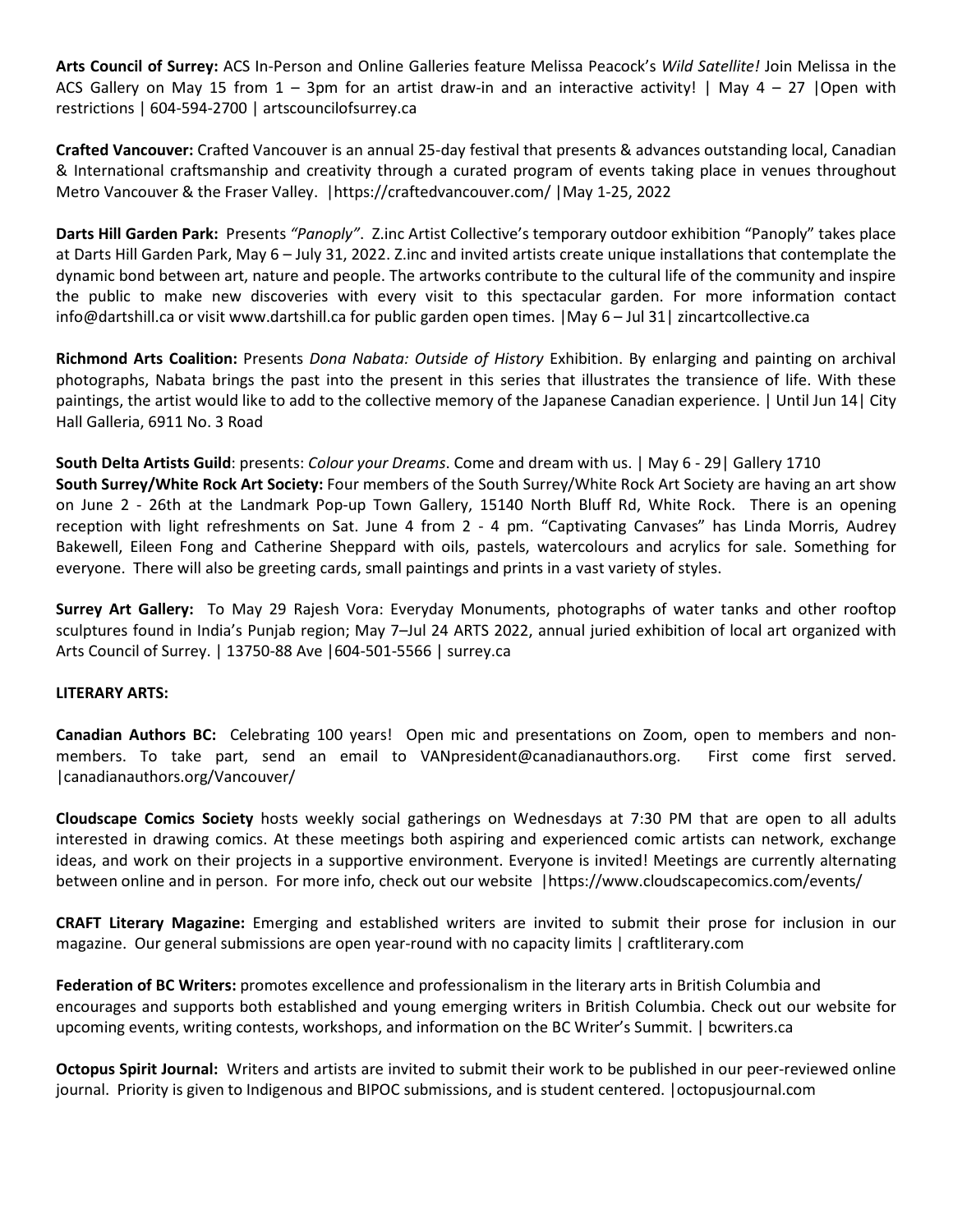**Arts Council of Surrey:** ACS In-Person and Online Galleries feature Melissa Peacock's *Wild Satellite!* Join Melissa in the ACS Gallery on May 15 from 1 – 3pm for an artist draw-in and an interactive activity! | May 4 – 27 |Open with restrictions | 604-594-2700 | artscouncilofsurrey.ca

**Crafted Vancouver:** Crafted Vancouver is an annual 25-day festival that presents & advances outstanding local, Canadian & International craftsmanship and creativity through a curated program of events taking place in venues throughout Metro Vancouver & the Fraser Valley. |https://craftedvancouver.com/ |May 1-25, 2022

**Darts Hill Garden Park:** Presents *"Panoply"*. Z.inc Artist Collective's temporary outdoor exhibition "Panoply" takes place at Darts Hill Garden Park, May 6 – July 31, 2022. Z.inc and invited artists create unique installations that contemplate the dynamic bond between art, nature and people. The artworks contribute to the cultural life of the community and inspire the public to make new discoveries with every visit to this spectacular garden. For more information contact info@dartshill.ca or visit www.dartshill.ca for public garden open times. |May 6 – Jul 31| zincartcollective.ca

**Richmond Arts Coalition:** Presents *Dona Nabata: Outside of History* Exhibition. By enlarging and painting on archival photographs, Nabata brings the past into the present in this series that illustrates the transience of life. With these paintings, the artist would like to add to the collective memory of the Japanese Canadian experience. | Until Jun 14| City Hall Galleria, 6911 No. 3 Road

**South Delta Artists Guild**: presents: *Colour your Dreams*. Come and dream with us. | May 6 - 29| Gallery 1710

**South Surrey/White Rock Art Society:** Four members of the South Surrey/White Rock Art Society are having an art show on June 2 - 26th at the Landmark Pop-up Town Gallery, 15140 North Bluff Rd, White Rock. There is an opening reception with light refreshments on Sat. June 4 from 2 - 4 pm. "Captivating Canvases" has Linda Morris, Audrey Bakewell, Eileen Fong and Catherine Sheppard with oils, pastels, watercolours and acrylics for sale. Something for everyone. There will also be greeting cards, small paintings and prints in a vast variety of styles.

**Surrey Art Gallery:** To May 29 Rajesh Vora: Everyday Monuments, photographs of water tanks and other rooftop sculptures found in India's Punjab region; May 7–Jul 24 ARTS 2022, annual juried exhibition of local art organized with Arts Council of Surrey. | 13750-88 Ave |604-501-5566 | surrey.ca

**LITERARY ARTS:**

**Canadian Authors BC:** Celebrating 100 years! Open mic and presentations on Zoom, open to members and non-members. To take part, send an email to VANpresident@canadianauthors.org. First come first served. |canadianauthors.org/Vancouver/

**Cloudscape Comics Society** hosts weekly social gatherings on Wednesdays at 7:30 PM that are open to all adults interested in drawing comics. At these meetings both aspiring and experienced comic artists can network, exchange ideas, and work on their projects in a supportive environment. Everyone is invited! Meetings are currently alternating between online and in person. For more info, check out our website |https://www.cloudscapecomics.com/events/

**CRAFT Literary Magazine:** Emerging and established writers are invited to submit their prose for inclusion in our magazine. Our general submissions are open year-round with no capacity limits | craftliterary.com

**Federation of BC Writers:** promotes excellence and professionalism in the literary arts in British Columbia and encourages and supports both established and young emerging writers in British Columbia. Check out our website for upcoming events, writing contests, workshops, and information on the BC Writer's Summit. | bcwriters.ca

**Octopus Spirit Journal:** Writers and artists are invited to submit their work to be published in our peer-reviewed online journal. Priority is given to Indigenous and BIPOC submissions, and is student centered. |octopusjournal.com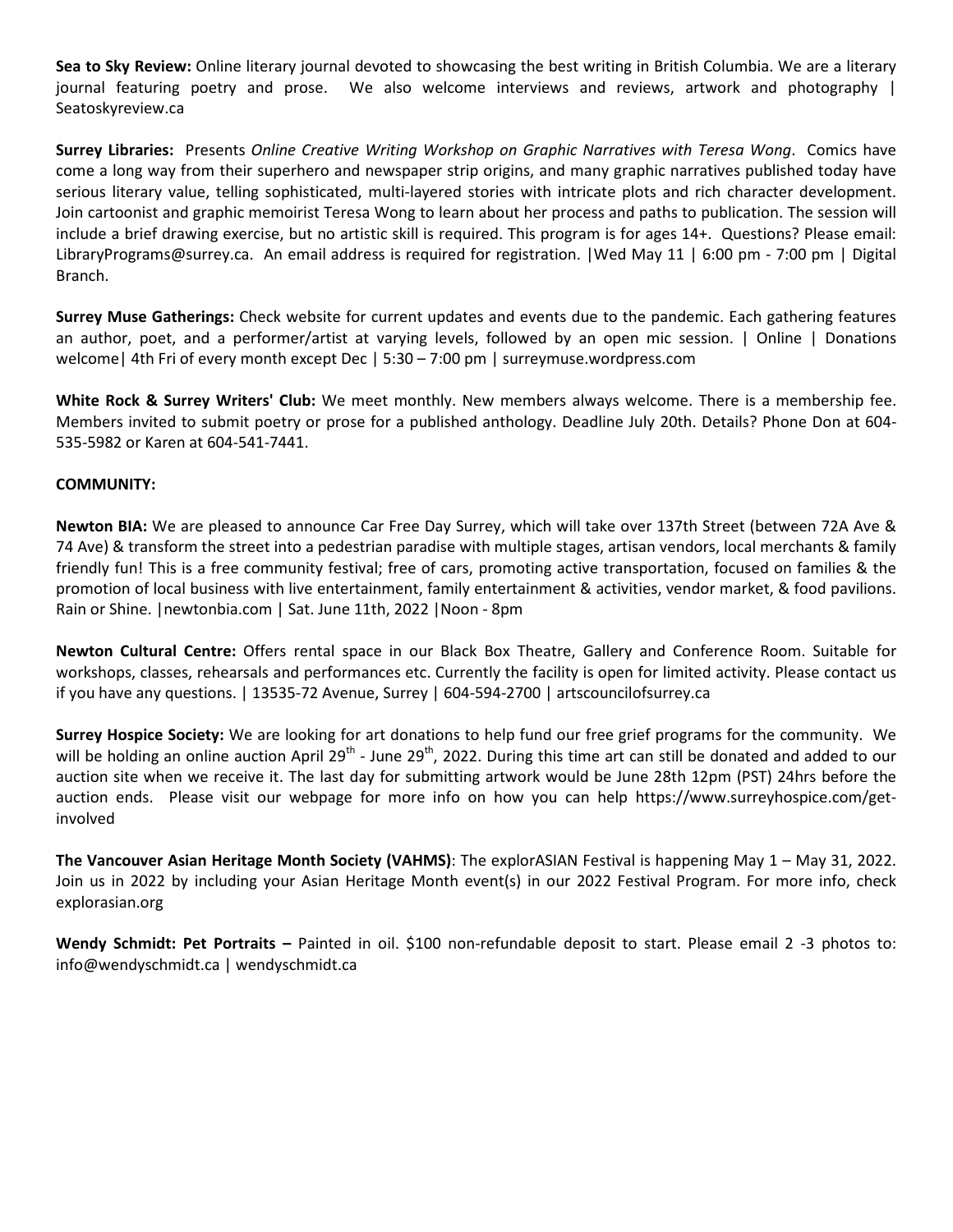**Sea to Sky Review:** Online literary journal devoted to showcasing the best writing in British Columbia. We are a literary journal featuring poetry and prose. We also welcome interviews and reviews, artwork and photography | Seatoskyreview.ca

**Surrey Libraries:** Presents *Online Creative Writing Workshop on Graphic Narratives with Teresa Wong*. Comics have come a long way from their superhero and newspaper strip origins, and many graphic narratives published today have serious literary value, telling sophisticated, multi-layered stories with intricate plots and rich character development. Join cartoonist and graphic memoirist Teresa Wong to learn about her process and paths to publication. The session will include a brief drawing exercise, but no artistic skill is required. This program is for ages 14+. Questions? Please email: LibraryPrograms@surrey.ca. An email address is required for registration. |Wed May 11 | 6:00 pm - 7:00 pm | Digital Branch.

**Surrey Muse Gatherings:** Check website for current updates and events due to the pandemic. Each gathering features an author, poet, and a performer/artist at varying levels, followed by an open mic session. | Online | Donations welcome| 4th Fri of every month except Dec | 5:30 – 7:00 pm | surreymuse.wordpress.com

**White Rock & Surrey Writers' Club:** We meet monthly. New members always welcome. There is a membership fee. Members invited to submit poetry or prose for a published anthology. Deadline July 20th. Details? Phone Don at 604-535-5982 or Karen at 604-541-7441.

**COMMUNITY:**

**Newton BIA:** We are pleased to announce Car Free Day Surrey, which will take over 137th Street (between 72A Ave & 74 Ave) & transform the street into a pedestrian paradise with multiple stages, artisan vendors, local merchants & family friendly fun! This is a free community festival; free of cars, promoting active transportation, focused on families & the promotion of local business with live entertainment, family entertainment & activities, vendor market, & food pavilions. Rain or Shine. |newtonbia.com | Sat. June 11th, 2022 |Noon - 8pm

**Newton Cultural Centre:** Offers rental space in our Black Box Theatre, Gallery and Conference Room. Suitable for workshops, classes, rehearsals and performances etc. Currently the facility is open for limited activity. Please contact us if you have any questions. | 13535-72 Avenue, Surrey | 604-594-2700 | artscouncilofsurrey.ca

**Surrey Hospice Society:** We are looking for art donations to help fund our free grief programs for the community. We will be holding an online auction April 29th - June 29th, 2022. During this time art can still be donated and added to our auction site when we receive it. The last day for submitting artwork would be June 28th 12pm (PST) 24hrs before the auction ends. Please visit our webpage for more info on how you can help https://www.surreyhospice.com/get-involved

**The Vancouver Asian Heritage Month Society (VAHMS)**: The explorASIAN Festival is happening May 1 – May 31, 2022. Join us in 2022 by including your Asian Heritage Month event(s) in our 2022 Festival Program. For more info, check explorasian.org

**Wendy Schmidt: Pet Portraits –** Painted in oil. $100 non-refundable deposit to start. Please email 2 -3 photos to: info@wendyschmidt.ca | wendyschmidt.ca